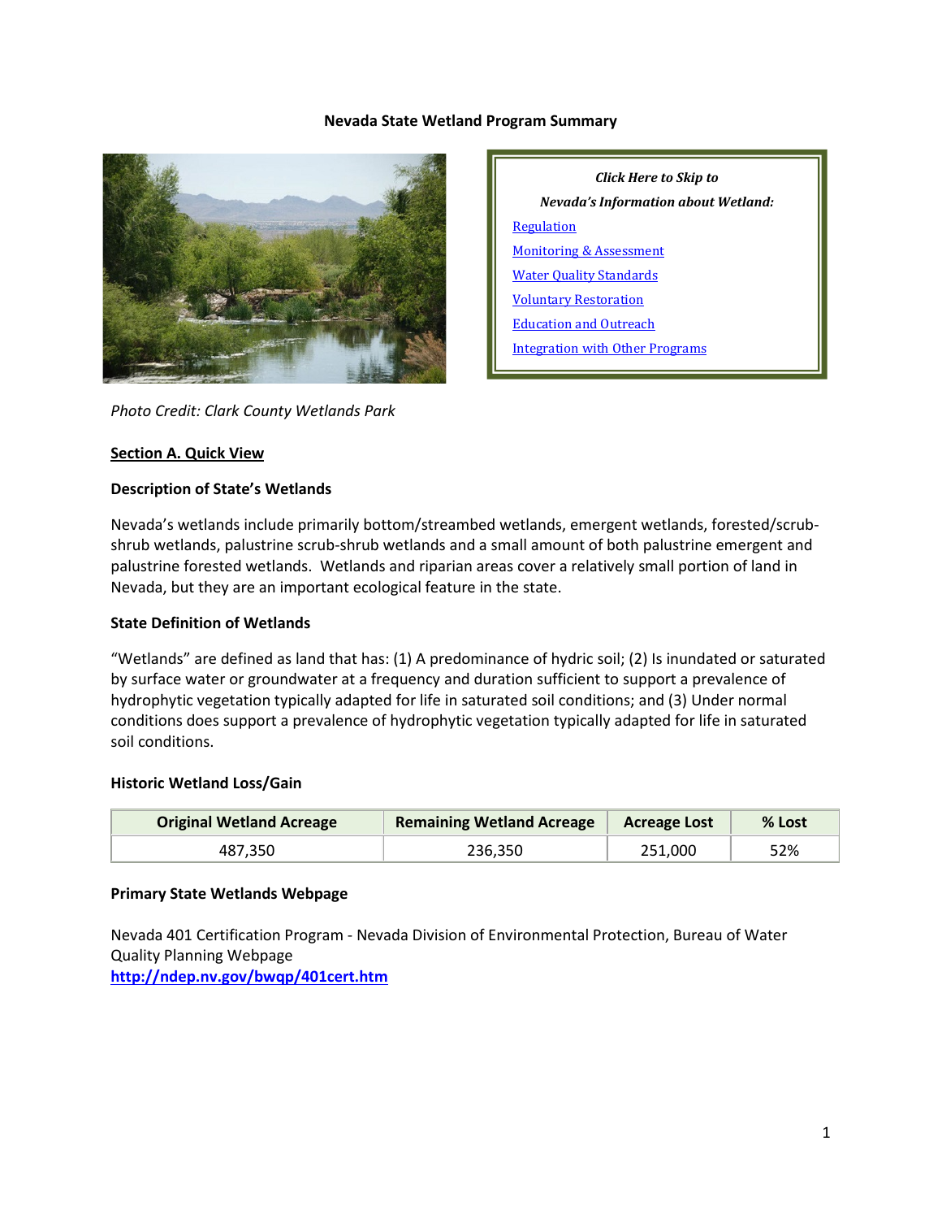# Nevada State Wetland Program Summary

*Click Here to Skip to*

***Nevada's Information about Wetland:***

[Regulation]

[Monitoring & Assessment]

[Water Quality Standards]

[Voluntary Restoration]

[Education and Outreach]

[Integration with Other Programs]

*Photo Credit: Clark County Wetlands Park*

## Section A. Quick View

### Description of State's Wetlands

Nevada's wetlands include primarily bottom/streambed wetlands, emergent wetlands, forested/scrub-shrub wetlands, palustrine scrub-shrub wetlands and a small amount of both palustrine emergent and palustrine forested wetlands. Wetlands and riparian areas cover a relatively small portion of land in Nevada, but they are an important ecological feature in the state.

### State Definition of Wetlands

"Wetlands" are defined as land that has: (1) A predominance of hydric soil; (2) Is inundated or saturated by surface water or groundwater at a frequency and duration sufficient to support a prevalence of hydrophytic vegetation typically adapted for life in saturated soil conditions; and (3) Under normal conditions does support a prevalence of hydrophytic vegetation typically adapted for life in saturated soil conditions.

### Historic Wetland Loss/Gain

| Original Wetland Acreage | Remaining Wetland Acreage | Acreage Lost | % Lost |
|---|---|---|---|
| 487,350 | 236,350 | 251,000 | 52% |

### Primary State Wetlands Webpage

Nevada 401 Certification Program - Nevada Division of Environmental Protection, Bureau of Water Quality Planning Webpage
**http://ndep.nv.gov/bwqp/401cert.htm**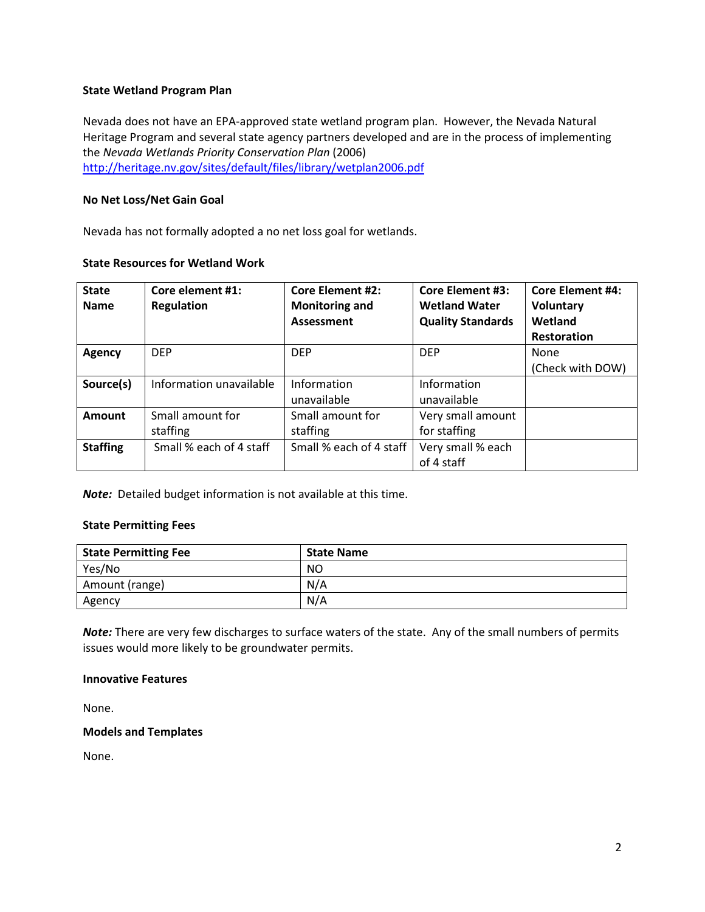### State Wetland Program Plan

Nevada does not have an EPA-approved state wetland program plan. However, the Nevada Natural Heritage Program and several state agency partners developed and are in the process of implementing the *Nevada Wetlands Priority Conservation Plan* (2006) http://heritage.nv.gov/sites/default/files/library/wetplan2006.pdf

### No Net Loss/Net Gain Goal

Nevada has not formally adopted a no net loss goal for wetlands.

### State Resources for Wetland Work

| State Name | Core element #1: Regulation | Core Element #2: Monitoring and Assessment | Core Element #3: Wetland Water Quality Standards | Core Element #4: Voluntary Wetland Restoration |
|---|---|---|---|---|
| **Agency** | DEP | DEP | DEP | None (Check with DOW) |
| **Source(s)** | Information unavailable | Information unavailable | Information unavailable | |
| **Amount** | Small amount for staffing | Small amount for staffing | Very small amount for staffing | |
| **Staffing** | Small % each of 4 staff | Small % each of 4 staff | Very small % each of 4 staff | |

***Note:*** Detailed budget information is not available at this time.

### State Permitting Fees

| State Permitting Fee | State Name |
|---|---|
| Yes/No | NO |
| Amount (range) | N/A |
| Agency | N/A |

***Note:*** There are very few discharges to surface waters of the state. Any of the small numbers of permits issues would more likely to be groundwater permits.

### Innovative Features

None.

### Models and Templates

None.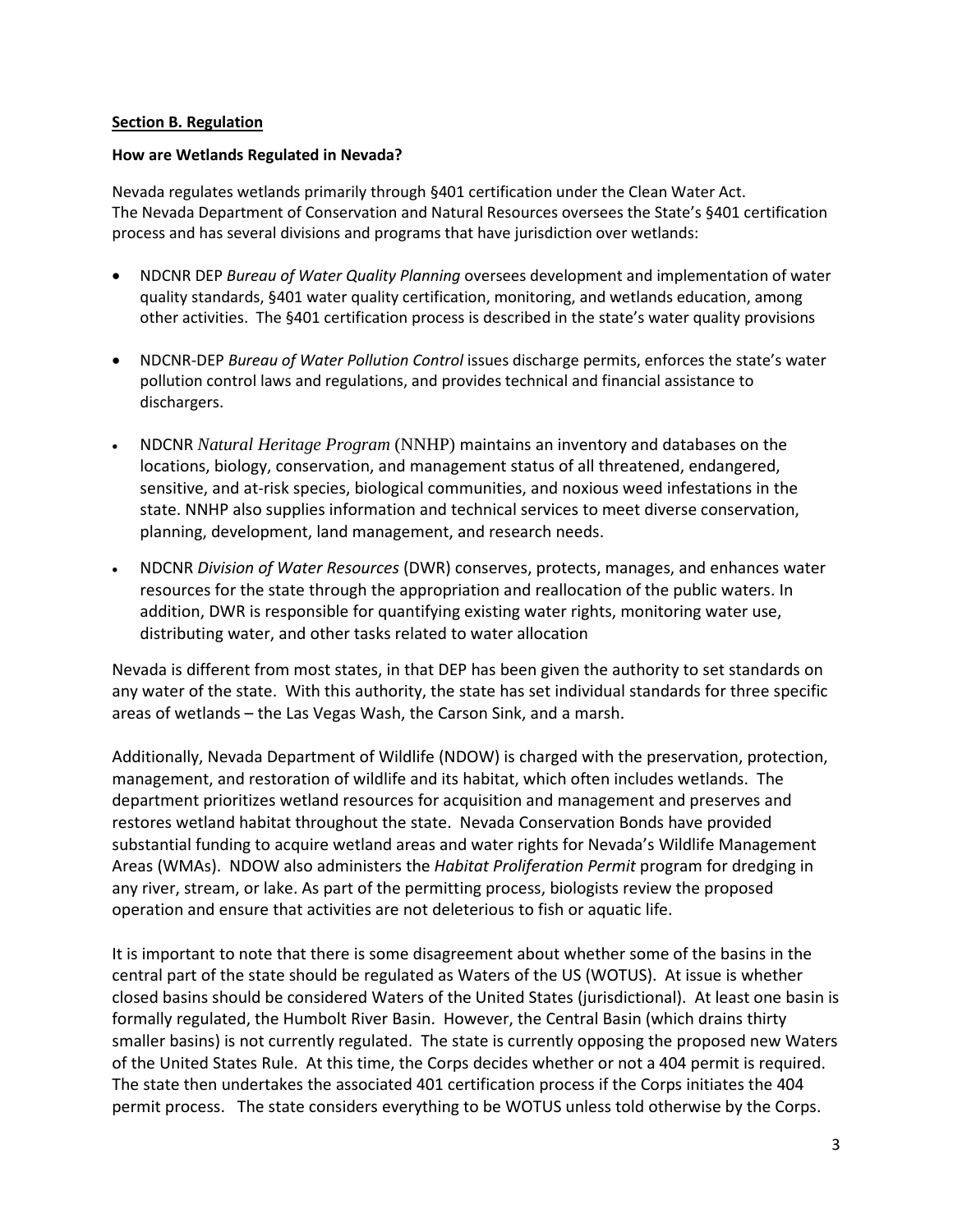**Section B. Regulation**

**How are Wetlands Regulated in Nevada?**

Nevada regulates wetlands primarily through §401 certification under the Clean Water Act. The Nevada Department of Conservation and Natural Resources oversees the State's §401 certification process and has several divisions and programs that have jurisdiction over wetlands:

- NDCNR DEP *Bureau of Water Quality Planning* oversees development and implementation of water quality standards, §401 water quality certification, monitoring, and wetlands education, among other activities. The §401 certification process is described in the state's water quality provisions
- NDCNR-DEP *Bureau of Water Pollution Control* issues discharge permits, enforces the state's water pollution control laws and regulations, and provides technical and financial assistance to dischargers.
- NDCNR *Natural Heritage Program* (NNHP) maintains an inventory and databases on the locations, biology, conservation, and management status of all threatened, endangered, sensitive, and at-risk species, biological communities, and noxious weed infestations in the state. NNHP also supplies information and technical services to meet diverse conservation, planning, development, land management, and research needs.
- NDCNR *Division of Water Resources* (DWR) conserves, protects, manages, and enhances water resources for the state through the appropriation and reallocation of the public waters. In addition, DWR is responsible for quantifying existing water rights, monitoring water use, distributing water, and other tasks related to water allocation

Nevada is different from most states, in that DEP has been given the authority to set standards on any water of the state. With this authority, the state has set individual standards for three specific areas of wetlands – the Las Vegas Wash, the Carson Sink, and a marsh.

Additionally, Nevada Department of Wildlife (NDOW) is charged with the preservation, protection, management, and restoration of wildlife and its habitat, which often includes wetlands. The department prioritizes wetland resources for acquisition and management and preserves and restores wetland habitat throughout the state. Nevada Conservation Bonds have provided substantial funding to acquire wetland areas and water rights for Nevada's Wildlife Management Areas (WMAs). NDOW also administers the *Habitat Proliferation Permit* program for dredging in any river, stream, or lake. As part of the permitting process, biologists review the proposed operation and ensure that activities are not deleterious to fish or aquatic life.

It is important to note that there is some disagreement about whether some of the basins in the central part of the state should be regulated as Waters of the US (WOTUS). At issue is whether closed basins should be considered Waters of the United States (jurisdictional). At least one basin is formally regulated, the Humbolt River Basin. However, the Central Basin (which drains thirty smaller basins) is not currently regulated. The state is currently opposing the proposed new Waters of the United States Rule. At this time, the Corps decides whether or not a 404 permit is required. The state then undertakes the associated 401 certification process if the Corps initiates the 404 permit process. The state considers everything to be WOTUS unless told otherwise by the Corps.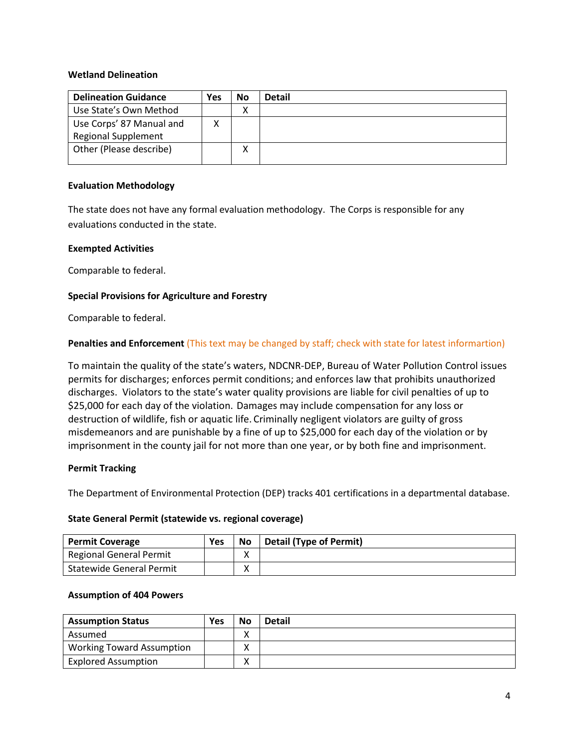**Wetland Delineation**

| Delineation Guidance | Yes | No | Detail |
|---|---|---|---|
| Use State's Own Method | | X | |
| Use Corps' 87 Manual and Regional Supplement | X | | |
| Other (Please describe) | | X | |

**Evaluation Methodology**

The state does not have any formal evaluation methodology. The Corps is responsible for any evaluations conducted in the state.

**Exempted Activities**

Comparable to federal.

**Special Provisions for Agriculture and Forestry**

Comparable to federal.

**Penalties and Enforcement** (This text may be changed by staff; check with state for latest informartion)

To maintain the quality of the state's waters, NDCNR-DEP, Bureau of Water Pollution Control issues permits for discharges; enforces permit conditions; and enforces law that prohibits unauthorized discharges. Violators to the state's water quality provisions are liable for civil penalties of up to $25,000 for each day of the violation. Damages may include compensation for any loss or destruction of wildlife, fish or aquatic life. Criminally negligent violators are guilty of gross misdemeanors and are punishable by a fine of up to $25,000 for each day of the violation or by imprisonment in the county jail for not more than one year, or by both fine and imprisonment.

**Permit Tracking**

The Department of Environmental Protection (DEP) tracks 401 certifications in a departmental database.

**State General Permit (statewide vs. regional coverage)**

| Permit Coverage | Yes | No | Detail (Type of Permit) |
|---|---|---|---|
| Regional General Permit | | X | |
| Statewide General Permit | | X | |

**Assumption of 404 Powers**

| Assumption Status | Yes | No | Detail |
|---|---|---|---|
| Assumed | | X | |
| Working Toward Assumption | | X | |
| Explored Assumption | | X | |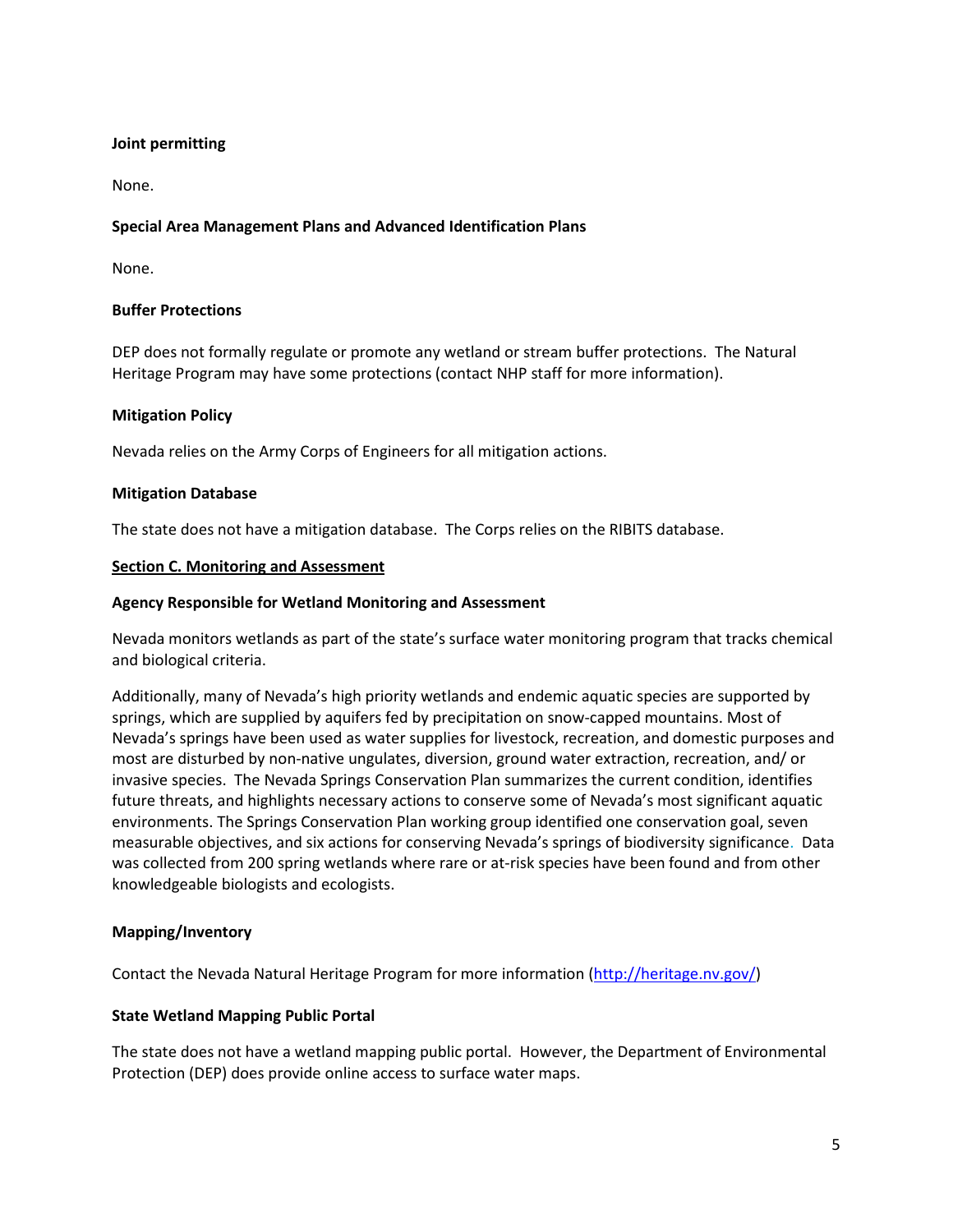**Joint permitting**

None.

**Special Area Management Plans and Advanced Identification Plans**

None.

**Buffer Protections**

DEP does not formally regulate or promote any wetland or stream buffer protections. The Natural Heritage Program may have some protections (contact NHP staff for more information).

**Mitigation Policy**

Nevada relies on the Army Corps of Engineers for all mitigation actions.

**Mitigation Database**

The state does not have a mitigation database. The Corps relies on the RIBITS database.

## Section C. Monitoring and Assessment

**Agency Responsible for Wetland Monitoring and Assessment**

Nevada monitors wetlands as part of the state's surface water monitoring program that tracks chemical and biological criteria.

Additionally, many of Nevada's high priority wetlands and endemic aquatic species are supported by springs, which are supplied by aquifers fed by precipitation on snow-capped mountains. Most of Nevada's springs have been used as water supplies for livestock, recreation, and domestic purposes and most are disturbed by non-native ungulates, diversion, ground water extraction, recreation, and/ or invasive species. The Nevada Springs Conservation Plan summarizes the current condition, identifies future threats, and highlights necessary actions to conserve some of Nevada's most significant aquatic environments. The Springs Conservation Plan working group identified one conservation goal, seven measurable objectives, and six actions for conserving Nevada's springs of biodiversity significance. Data was collected from 200 spring wetlands where rare or at-risk species have been found and from other knowledgeable biologists and ecologists.

**Mapping/Inventory**

Contact the Nevada Natural Heritage Program for more information (http://heritage.nv.gov/)

**State Wetland Mapping Public Portal**

The state does not have a wetland mapping public portal. However, the Department of Environmental Protection (DEP) does provide online access to surface water maps.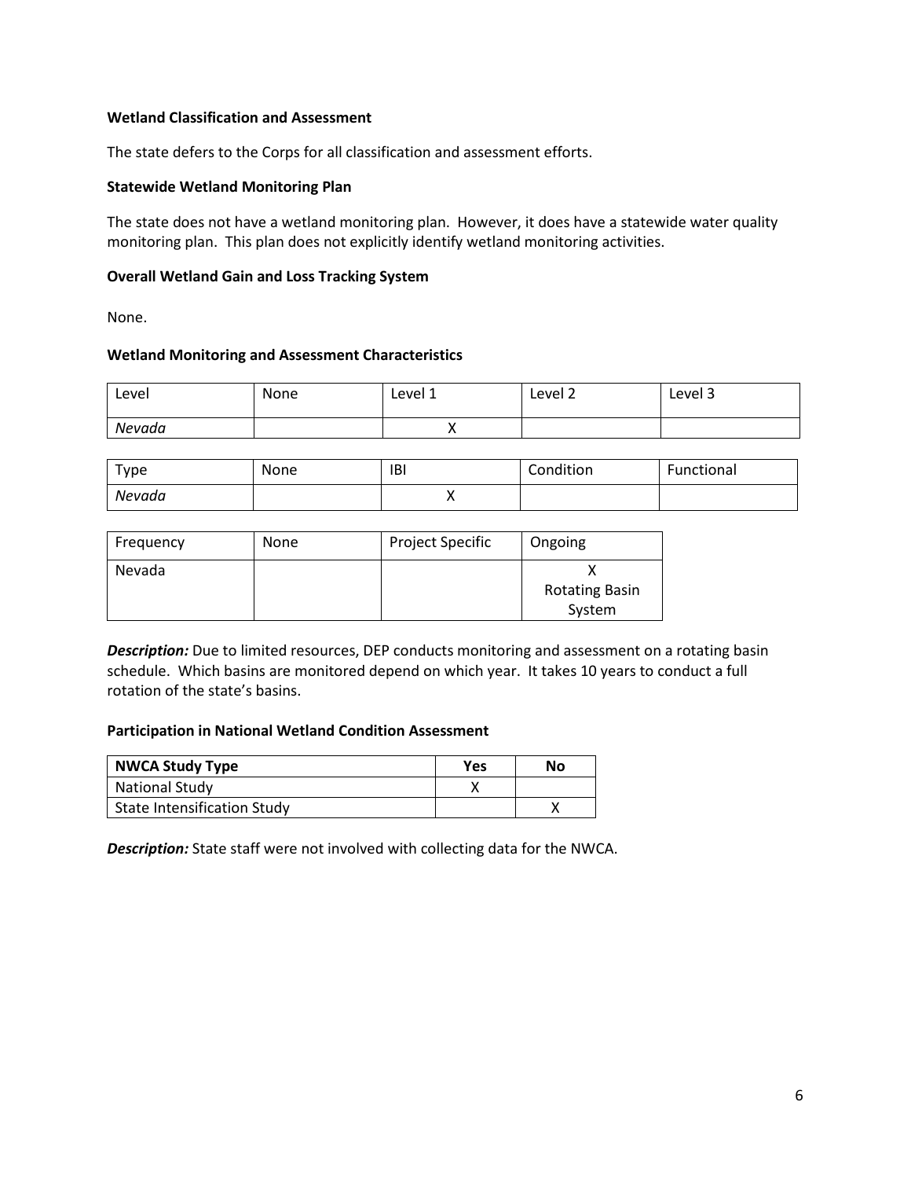**Wetland Classification and Assessment**

The state defers to the Corps for all classification and assessment efforts.

**Statewide Wetland Monitoring Plan**

The state does not have a wetland monitoring plan. However, it does have a statewide water quality monitoring plan. This plan does not explicitly identify wetland monitoring activities.

**Overall Wetland Gain and Loss Tracking System**

None.

**Wetland Monitoring and Assessment Characteristics**

| Level | None | Level 1 | Level 2 | Level 3 |
|---|---|---|---|---|
| *Nevada* | | X | | |

| Type | None | IBI | Condition | Functional |
|---|---|---|---|---|
| *Nevada* | | X | | |

| Frequency | None | Project Specific | Ongoing |
|---|---|---|---|
| Nevada | | | X Rotating Basin System |

***Description:*** Due to limited resources, DEP conducts monitoring and assessment on a rotating basin schedule. Which basins are monitored depend on which year. It takes 10 years to conduct a full rotation of the state's basins.

**Participation in National Wetland Condition Assessment**

| NWCA Study Type | Yes | No |
|---|---|---|
| National Study | X | |
| State Intensification Study | | X |

***Description:*** State staff were not involved with collecting data for the NWCA.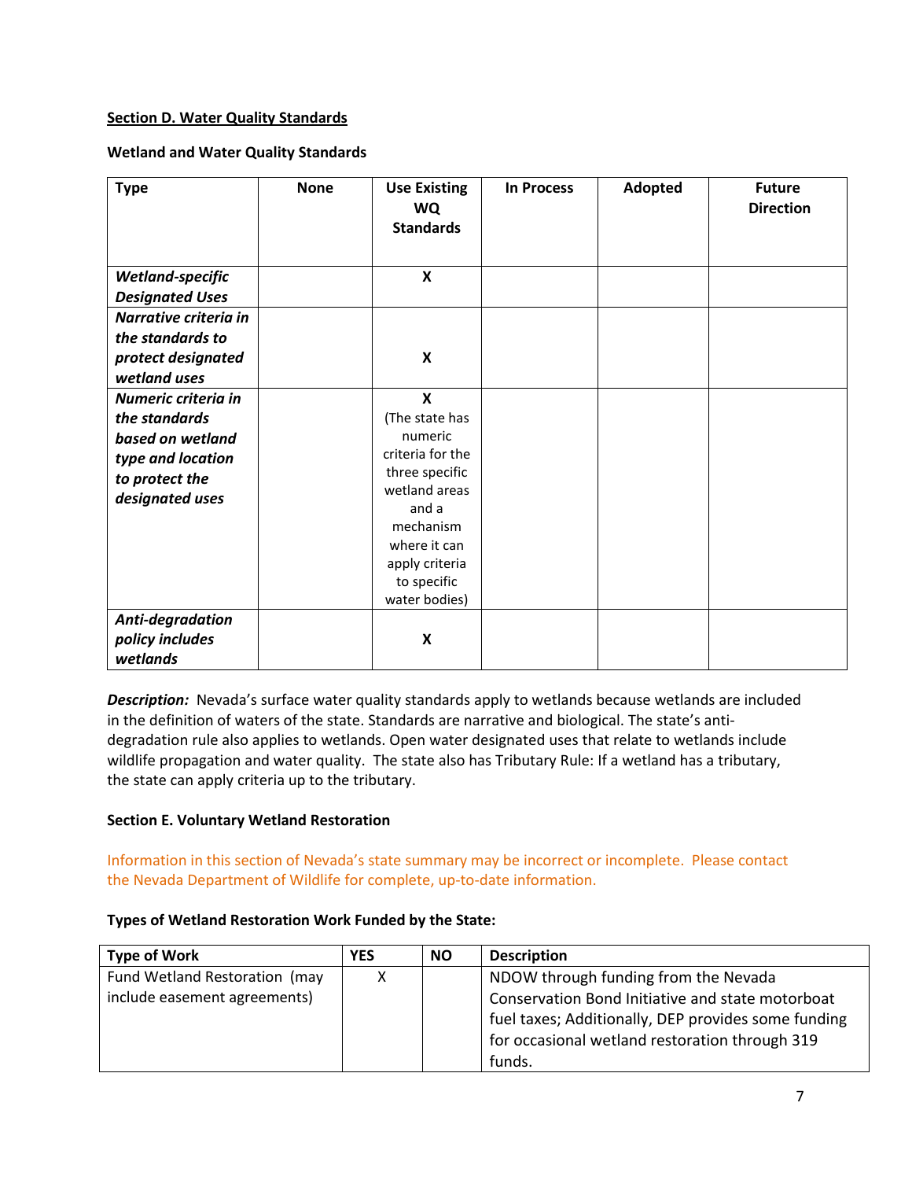### Section D. Water Quality Standards

**Wetland and Water Quality Standards**

| Type | None | Use Existing WQ Standards | In Process | Adopted | Future Direction |
|---|---|---|---|---|---|
| ***Wetland-specific Designated Uses*** | | **X** | | | |
| ***Narrative criteria in the standards to protect designated wetland uses*** | | **X** | | | |
| ***Numeric criteria in the standards based on wetland type and location to protect the designated uses*** | | **X** (The state has numeric criteria for the three specific wetland areas and a mechanism where it can apply criteria to specific water bodies) | | | |
| ***Anti-degradation policy includes wetlands*** | | **X** | | | |

***Description:*** Nevada's surface water quality standards apply to wetlands because wetlands are included in the definition of waters of the state. Standards are narrative and biological. The state's anti-degradation rule also applies to wetlands. Open water designated uses that relate to wetlands include wildlife propagation and water quality. The state also has Tributary Rule: If a wetland has a tributary, the state can apply criteria up to the tributary.

### Section E. Voluntary Wetland Restoration

Information in this section of Nevada's state summary may be incorrect or incomplete. Please contact the Nevada Department of Wildlife for complete, up-to-date information.

**Types of Wetland Restoration Work Funded by the State:**

| Type of Work | YES | NO | Description |
|---|---|---|---|
| Fund Wetland Restoration (may include easement agreements) | X | | NDOW through funding from the Nevada Conservation Bond Initiative and state motorboat fuel taxes; Additionally, DEP provides some funding for occasional wetland restoration through 319 funds. |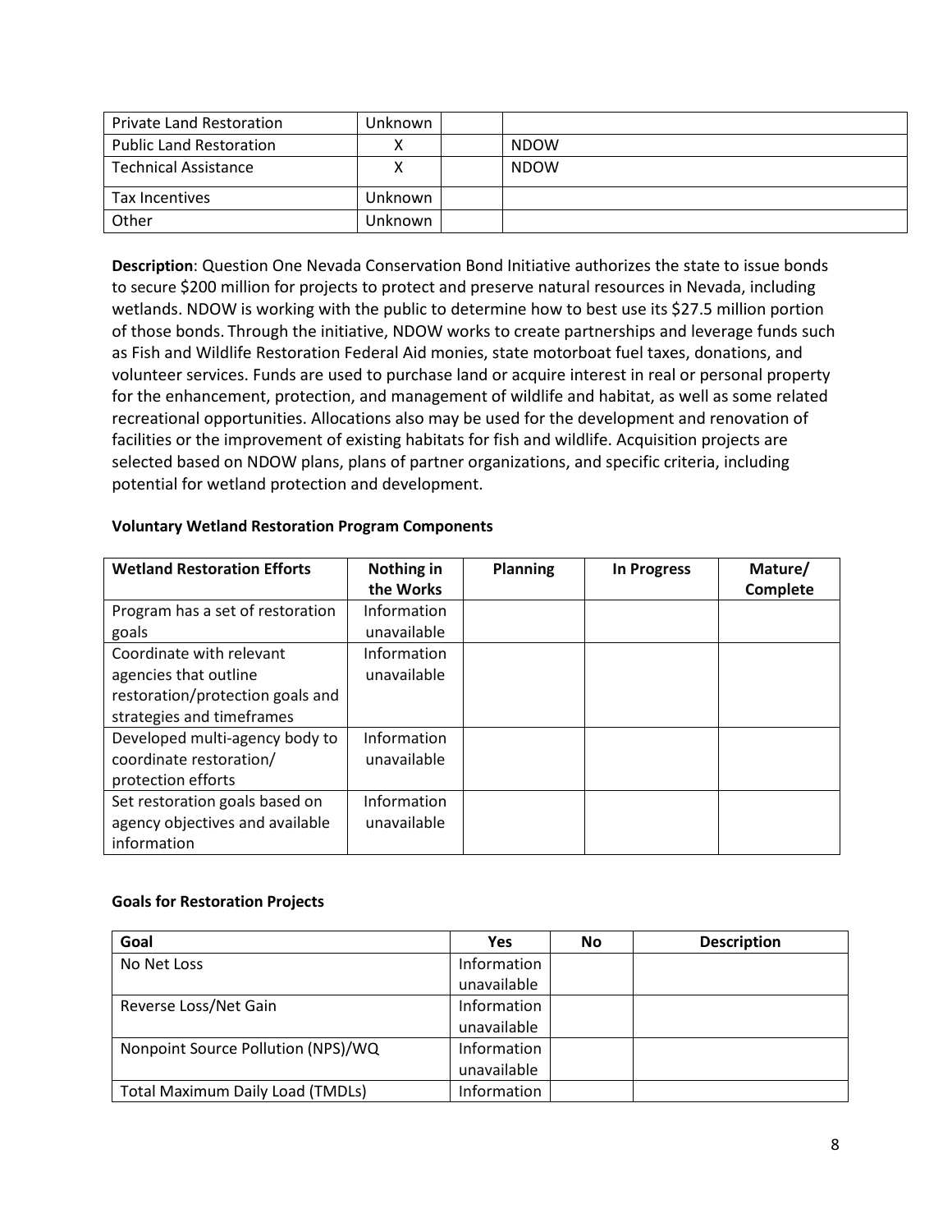| | | | |
|---|---|---|---|
| Private Land Restoration | Unknown | | |
| Public Land Restoration | X | | NDOW |
| Technical Assistance | X | | NDOW |
| Tax Incentives | Unknown | | |
| Other | Unknown | | |

**Description**: Question One Nevada Conservation Bond Initiative authorizes the state to issue bonds to secure $200 million for projects to protect and preserve natural resources in Nevada, including wetlands. NDOW is working with the public to determine how to best use its $27.5 million portion of those bonds. Through the initiative, NDOW works to create partnerships and leverage funds such as Fish and Wildlife Restoration Federal Aid monies, state motorboat fuel taxes, donations, and volunteer services. Funds are used to purchase land or acquire interest in real or personal property for the enhancement, protection, and management of wildlife and habitat, as well as some related recreational opportunities. Allocations also may be used for the development and renovation of facilities or the improvement of existing habitats for fish and wildlife. Acquisition projects are selected based on NDOW plans, plans of partner organizations, and specific criteria, including potential for wetland protection and development.

**Voluntary Wetland Restoration Program Components**

| Wetland Restoration Efforts | Nothing in the Works | Planning | In Progress | Mature/ Complete |
|---|---|---|---|---|
| Program has a set of restoration goals | Information unavailable | | | |
| Coordinate with relevant agencies that outline restoration/protection goals and strategies and timeframes | Information unavailable | | | |
| Developed multi-agency body to coordinate restoration/ protection efforts | Information unavailable | | | |
| Set restoration goals based on agency objectives and available information | Information unavailable | | | |

**Goals for Restoration Projects**

| Goal | Yes | No | Description |
|---|---|---|---|
| No Net Loss | Information unavailable | | |
| Reverse Loss/Net Gain | Information unavailable | | |
| Nonpoint Source Pollution (NPS)/WQ | Information unavailable | | |
| Total Maximum Daily Load (TMDLs) | Information | | |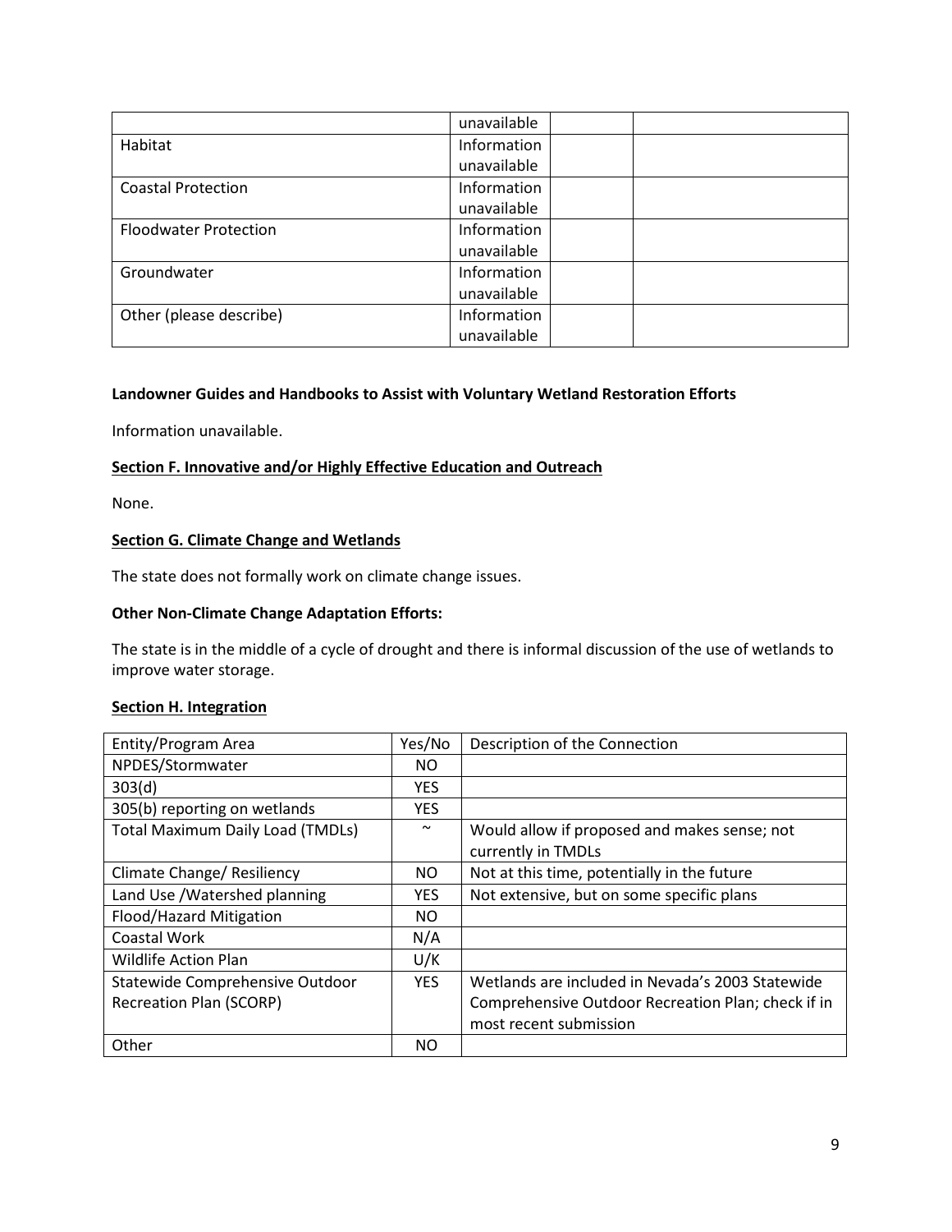| | | | |
|---|---|---|---|
| | unavailable | | |
| Habitat | Information unavailable | | |
| Coastal Protection | Information unavailable | | |
| Floodwater Protection | Information unavailable | | |
| Groundwater | Information unavailable | | |
| Other (please describe) | Information unavailable | | |

**Landowner Guides and Handbooks to Assist with Voluntary Wetland Restoration Efforts**

Information unavailable.

## Section F. Innovative and/or Highly Effective Education and Outreach

None.

## Section G. Climate Change and Wetlands

The state does not formally work on climate change issues.

**Other Non-Climate Change Adaptation Efforts:**

The state is in the middle of a cycle of drought and there is informal discussion of the use of wetlands to improve water storage.

## Section H. Integration

| Entity/Program Area | Yes/No | Description of the Connection |
|---|---|---|
| NPDES/Stormwater | NO | |
| 303(d) | YES | |
| 305(b) reporting on wetlands | YES | |
| Total Maximum Daily Load (TMDLs) | ~ | Would allow if proposed and makes sense; not currently in TMDLs |
| Climate Change/ Resiliency | NO | Not at this time, potentially in the future |
| Land Use /Watershed planning | YES | Not extensive, but on some specific plans |
| Flood/Hazard Mitigation | NO | |
| Coastal Work | N/A | |
| Wildlife Action Plan | U/K | |
| Statewide Comprehensive Outdoor Recreation Plan (SCORP) | YES | Wetlands are included in Nevada's 2003 Statewide Comprehensive Outdoor Recreation Plan; check if in most recent submission |
| Other | NO | |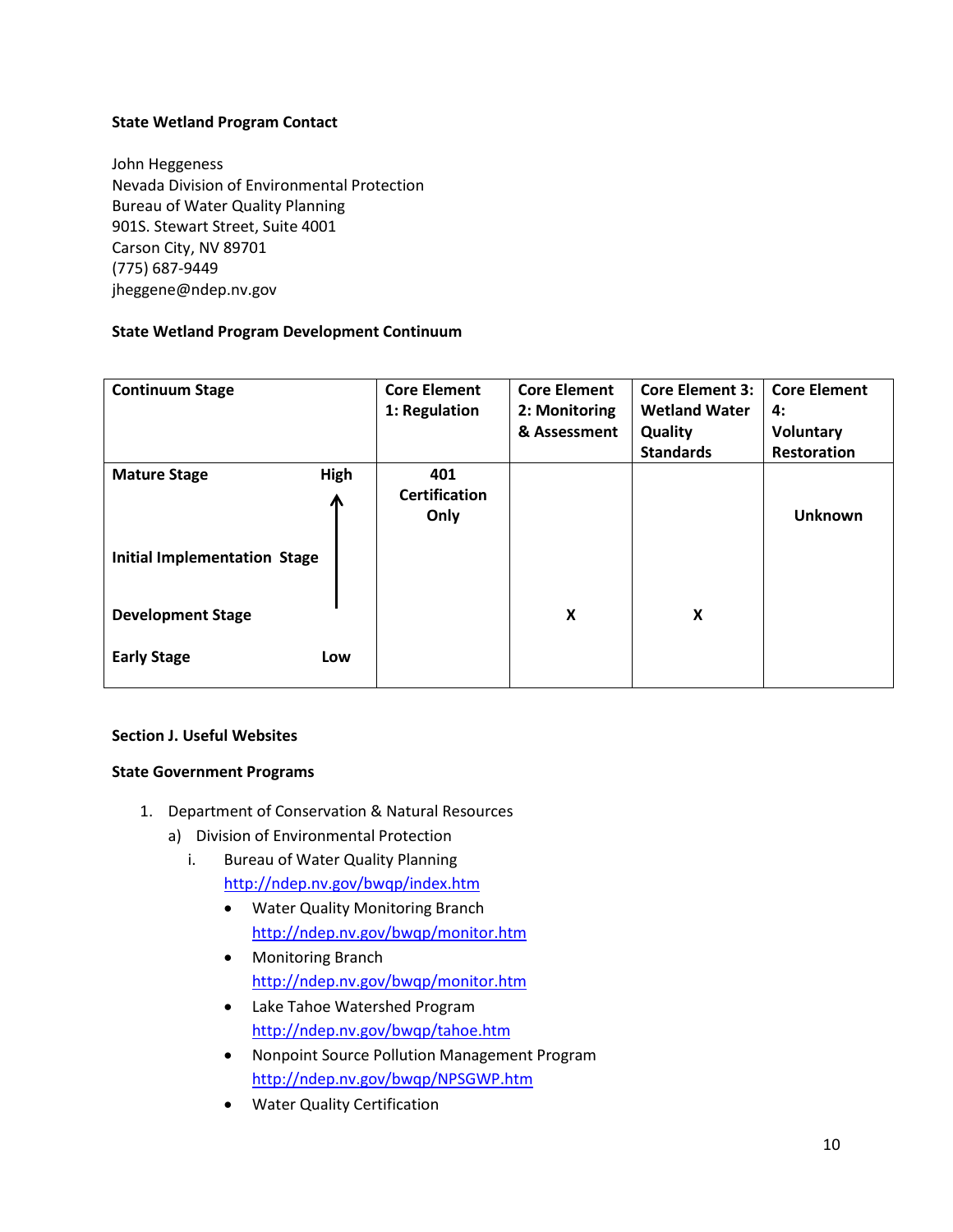**State Wetland Program Contact**

John Heggeness
Nevada Division of Environmental Protection
Bureau of Water Quality Planning
901S. Stewart Street, Suite 4001
Carson City, NV 89701
(775) 687-9449
jheggene@ndep.nv.gov

**State Wetland Program Development Continuum**

| Continuum Stage | | Core Element 1: Regulation | Core Element 2: Monitoring & Assessment | Core Element 3: Wetland Water Quality Standards | Core Element 4: Voluntary Restoration |
|---|---|---|---|---|---|
| Mature Stage | High ↑ | 401 Certification Only | | | Unknown |
| Initial Implementation Stage | | | | | |
| Development Stage | | | X | X | |
| Early Stage | Low | | | | |

**Section J. Useful Websites**

**State Government Programs**

1. Department of Conservation & Natural Resources
   a) Division of Environmental Protection
      i. Bureau of Water Quality Planning
         http://ndep.nv.gov/bwqp/index.htm
         - Water Quality Monitoring Branch
           http://ndep.nv.gov/bwqp/monitor.htm
         - Monitoring Branch
           http://ndep.nv.gov/bwqp/monitor.htm
         - Lake Tahoe Watershed Program
           http://ndep.nv.gov/bwqp/tahoe.htm
         - Nonpoint Source Pollution Management Program
           http://ndep.nv.gov/bwqp/NPSGWP.htm
         - Water Quality Certification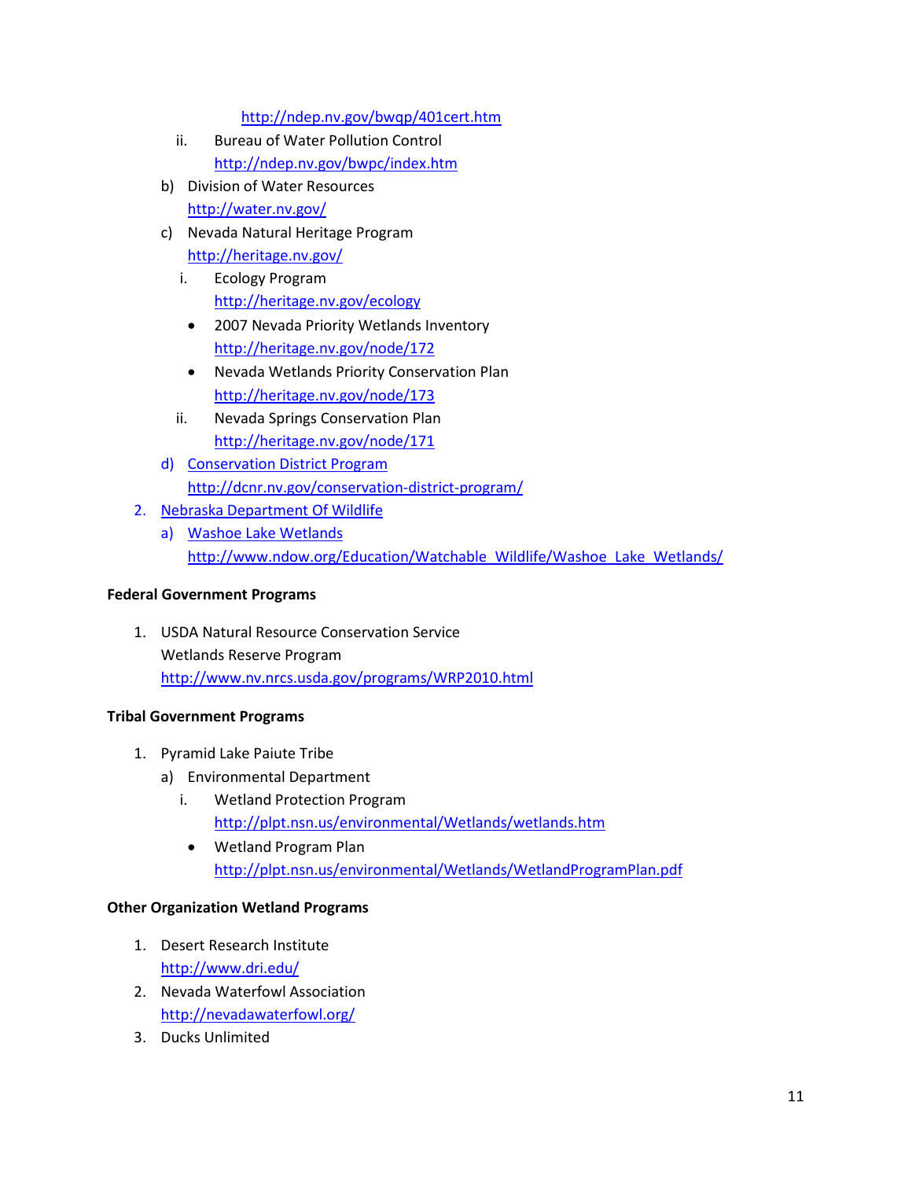http://ndep.nv.gov/bwqp/401cert.htm

   ii. Bureau of Water Pollution Control
   http://ndep.nv.gov/bwpc/index.htm

b) Division of Water Resources
   http://water.nv.gov/

c) Nevada Natural Heritage Program
   http://heritage.nv.gov/

   i. Ecology Program
   http://heritage.nv.gov/ecology

   - 2007 Nevada Priority Wetlands Inventory
     http://heritage.nv.gov/node/172
   - Nevada Wetlands Priority Conservation Plan
     http://heritage.nv.gov/node/173

   ii. Nevada Springs Conservation Plan
   http://heritage.nv.gov/node/171

d) Conservation District Program
   http://dcnr.nv.gov/conservation-district-program/

2. Nebraska Department Of Wildlife

   a) Washoe Lake Wetlands
   http://www.ndow.org/Education/Watchable_Wildlife/Washoe_Lake_Wetlands/

**Federal Government Programs**

1. USDA Natural Resource Conservation Service
   Wetlands Reserve Program
   http://www.nv.nrcs.usda.gov/programs/WRP2010.html

**Tribal Government Programs**

1. Pyramid Lake Paiute Tribe

   a) Environmental Department

      i. Wetland Protection Program
      http://plpt.nsn.us/environmental/Wetlands/wetlands.htm

      - Wetland Program Plan
        http://plpt.nsn.us/environmental/Wetlands/WetlandProgramPlan.pdf

**Other Organization Wetland Programs**

1. Desert Research Institute
   http://www.dri.edu/
2. Nevada Waterfowl Association
   http://nevadawaterfowl.org/
3. Ducks Unlimited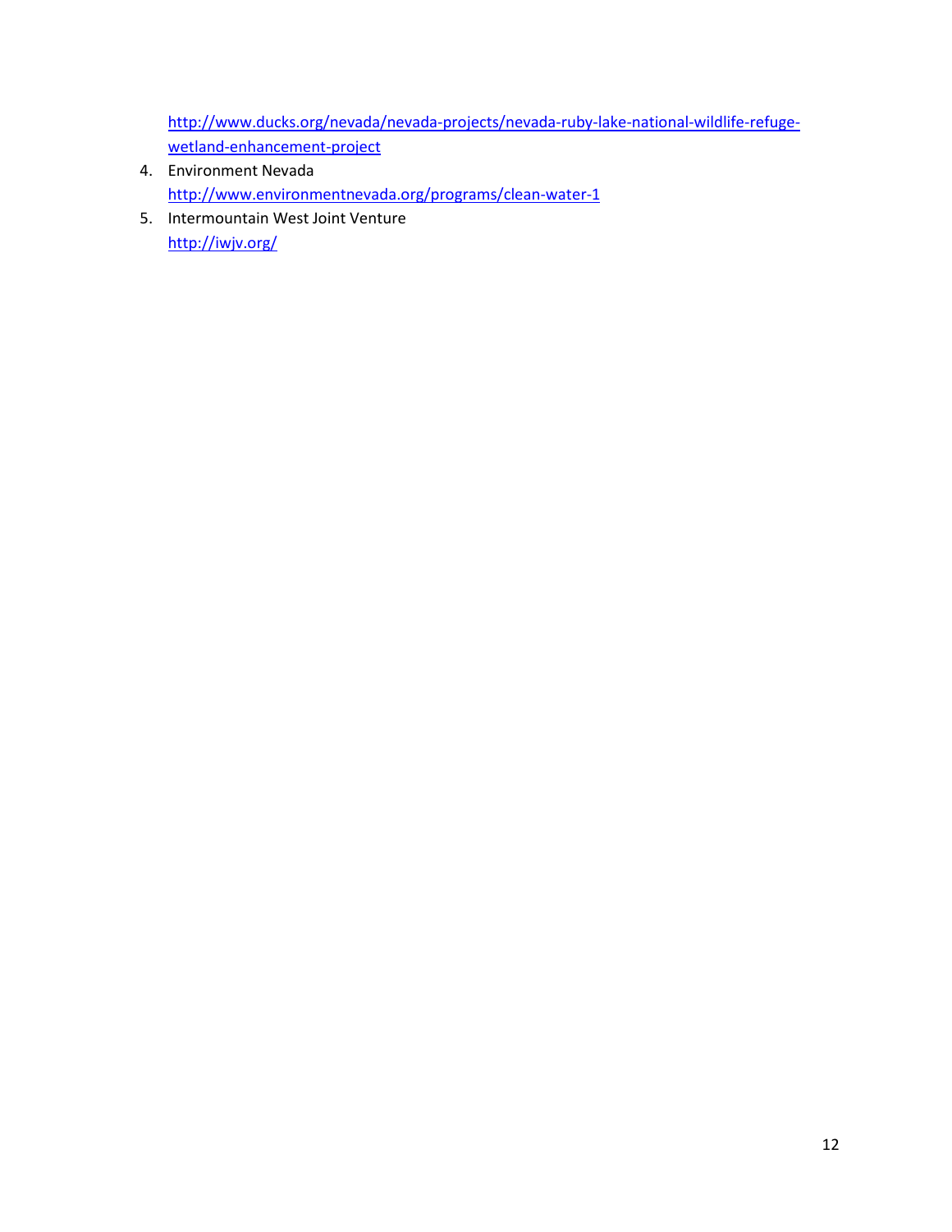http://www.ducks.org/nevada/nevada-projects/nevada-ruby-lake-national-wildlife-refuge-wetland-enhancement-project

4. Environment Nevada
   http://www.environmentnevada.org/programs/clean-water-1
5. Intermountain West Joint Venture
   http://iwjv.org/